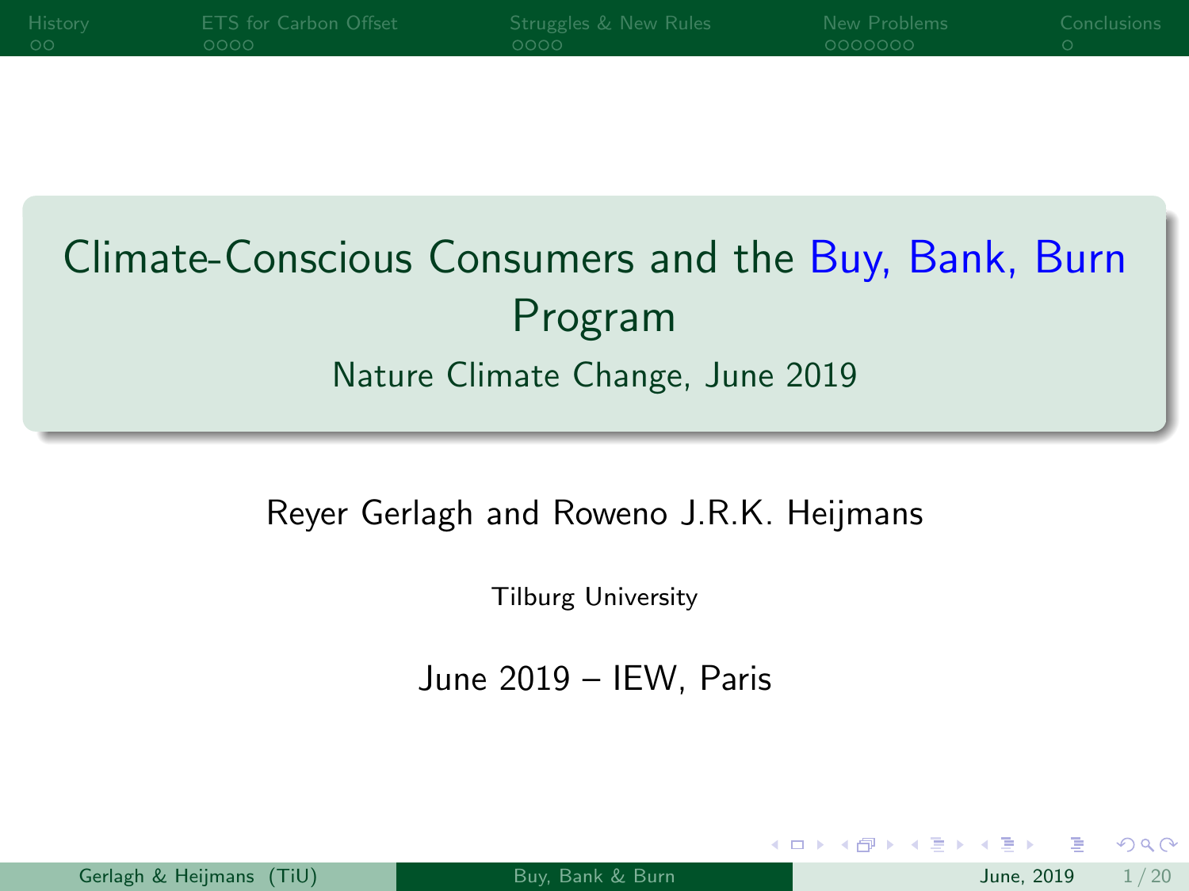# Climate-Conscious Consumers and the Buy, Bank, Burn Program

## Nature Climate Change, June 2019

Reyer Gerlagh and Roweno J.R.K. Heijmans

Tilburg University

June 2019 – IEW, Paris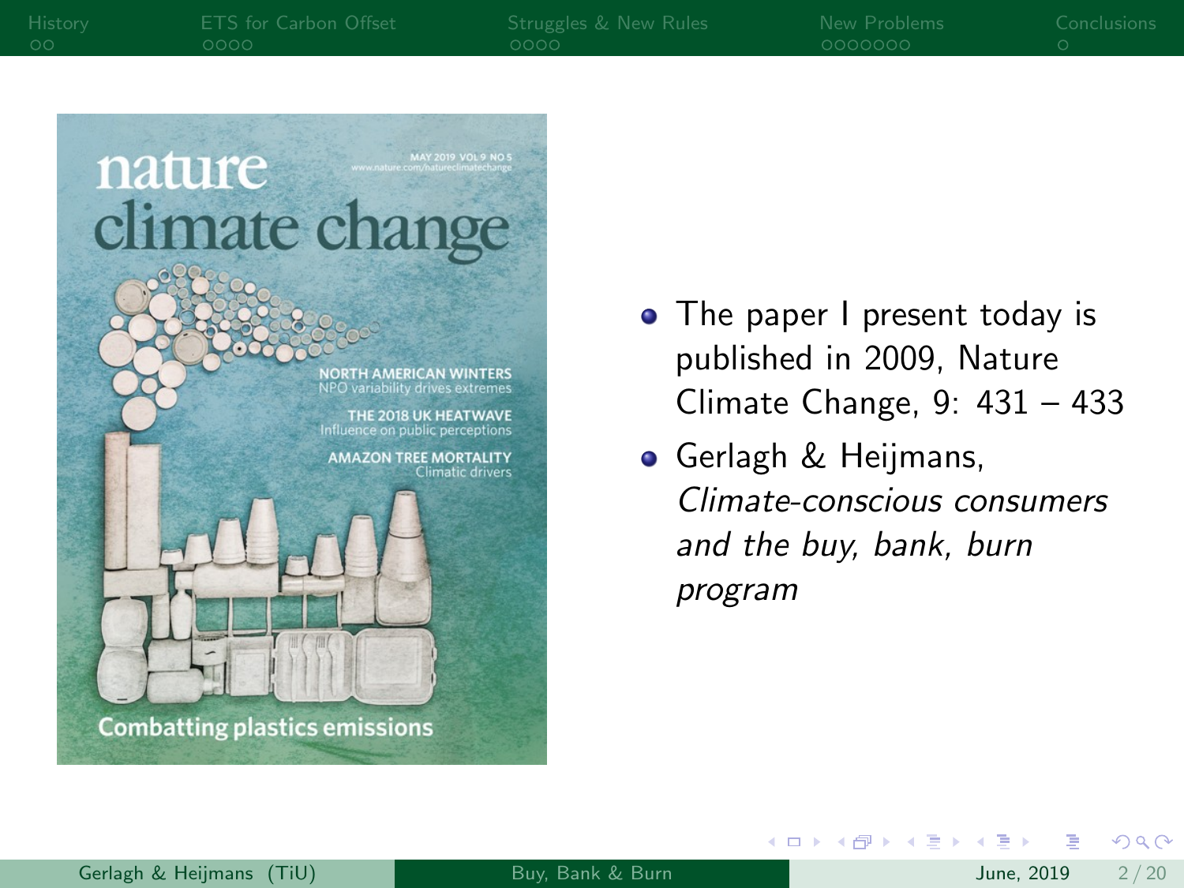- The paper I present today is published in 2009, Nature Climate Change, 9: 431 – 433
- Gerlagh & Heijmans, *Climate-conscious consumers and the buy, bank, burn program*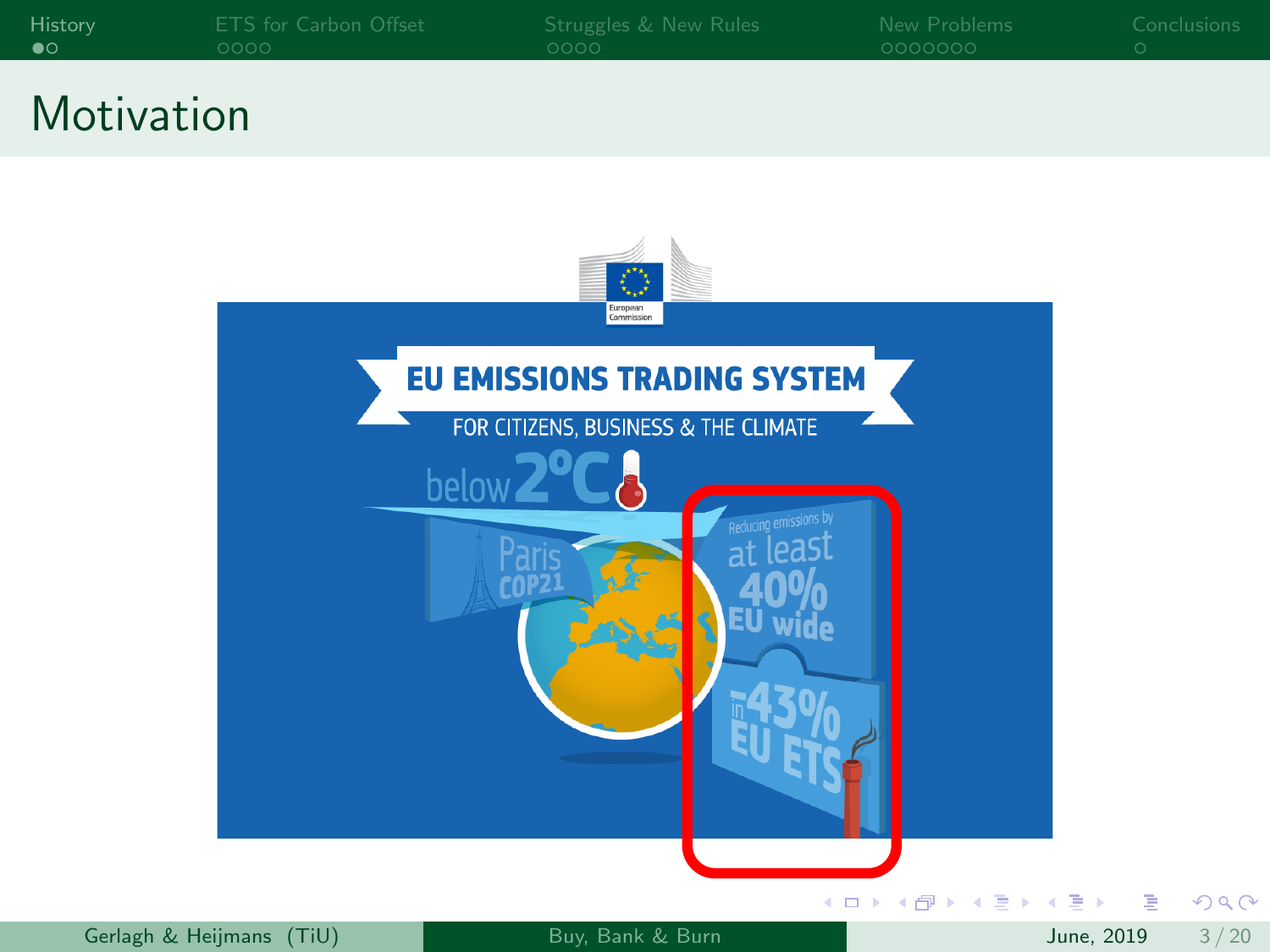# Motivation

EU EMISSIONS TRADING SYSTEM

FOR CITIZENS, BUSINESS & THE CLIMATE

below 2°C

Paris COP21

Reducing emissions by at least 40% EU wide

-43% in EU ETS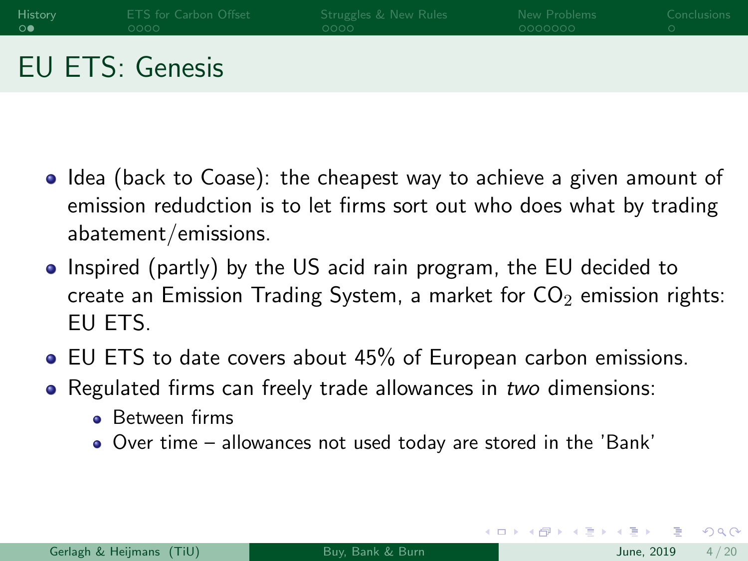# EU ETS: Genesis

- Idea (back to Coase): the cheapest way to achieve a given amount of emission redudction is to let firms sort out who does what by trading abatement/emissions.
- Inspired (partly) by the US acid rain program, the EU decided to create an Emission Trading System, a market for $CO_2$ emission rights: EU ETS.
- EU ETS to date covers about 45% of European carbon emissions.
- Regulated firms can freely trade allowances in *two* dimensions:
  - Between firms
  - Over time – allowances not used today are stored in the 'Bank'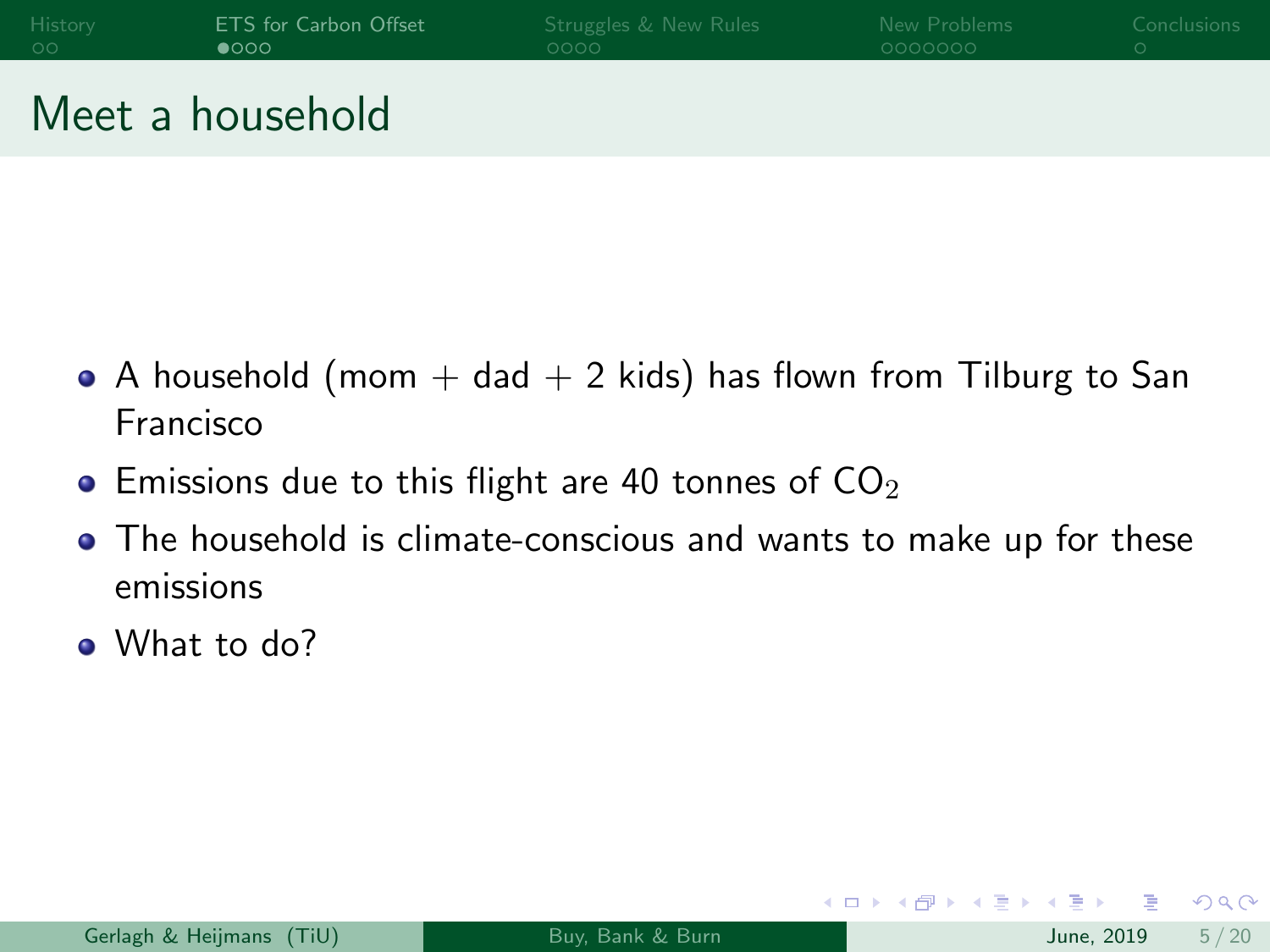# Meet a household

- A household (mom + dad + 2 kids) has flown from Tilburg to San Francisco
- Emissions due to this flight are 40 tonnes of $CO_2$
- The household is climate-conscious and wants to make up for these emissions
- What to do?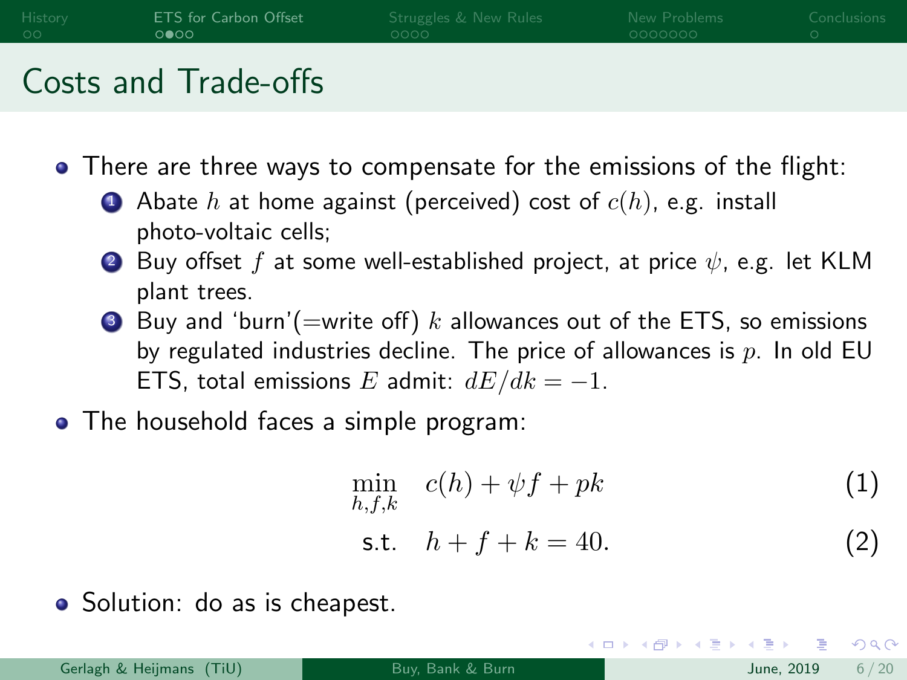# Costs and Trade-offs

- There are three ways to compensate for the emissions of the flight:
  1. Abate $h$ at home against (perceived) cost of $c(h)$, e.g. install photo-voltaic cells;
  2. Buy offset $f$ at some well-established project, at price $\psi$, e.g. let KLM plant trees.
  3. Buy and 'burn'(=write off) $k$ allowances out of the ETS, so emissions by regulated industries decline. The price of allowances is $p$. In old EU ETS, total emissions $E$ admit: $dE/dk = -1$.
- The household faces a simple program:

$$\min_{h,f,k} \quad c(h) + \psi f + pk \tag{1}$$

$$\text{s.t.} \quad h + f + k = 40. \tag{2}$$

- Solution: do as is cheapest.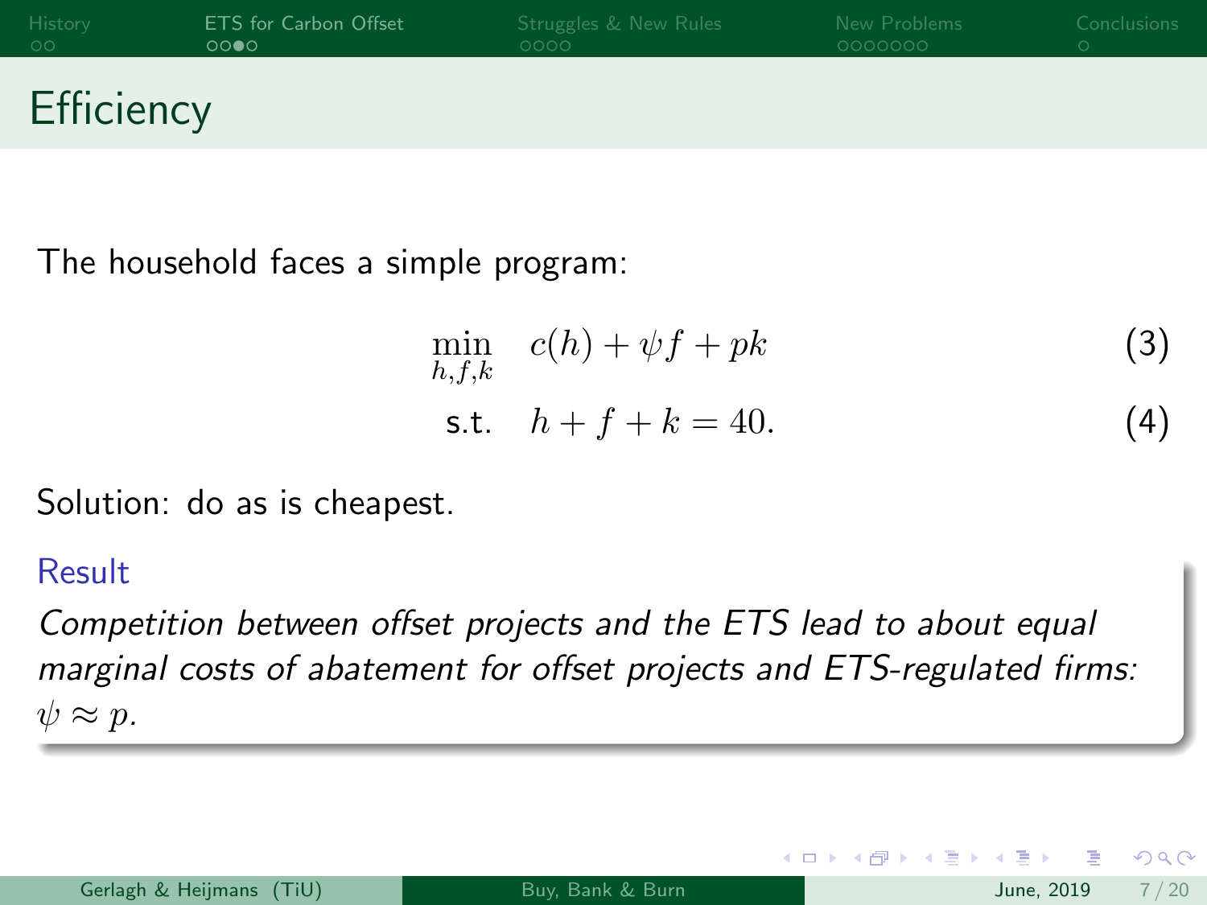# Efficiency

The household faces a simple program:

$$\min_{h,f,k} \quad c(h) + \psi f + pk \tag{3}$$

$$\text{s.t.} \quad h + f + k = 40. \tag{4}$$

Solution: do as is cheapest.

**Result**

*Competition between offset projects and the ETS lead to about equal marginal costs of abatement for offset projects and ETS-regulated firms:* $\psi \approx p$.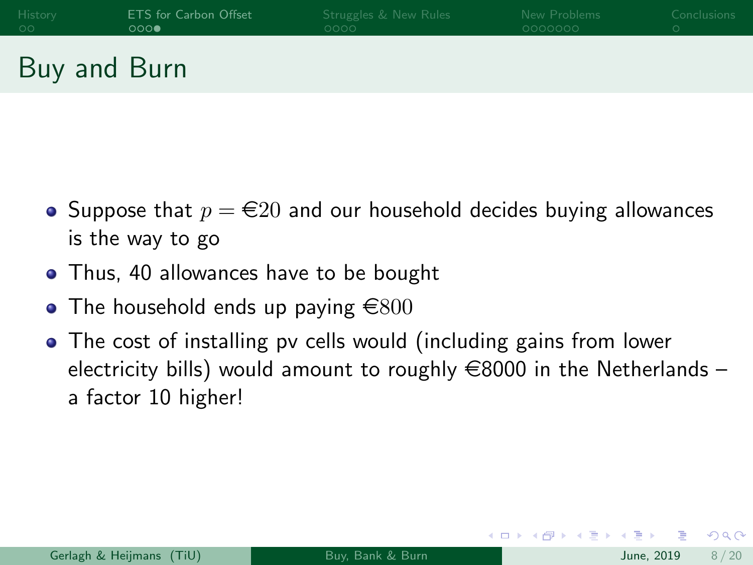# Buy and Burn

- Suppose that $p = €20$ and our household decides buying allowances is the way to go
- Thus, 40 allowances have to be bought
- The household ends up paying $€800$
- The cost of installing pv cells would (including gains from lower electricity bills) would amount to roughly €8000 in the Netherlands – a factor 10 higher!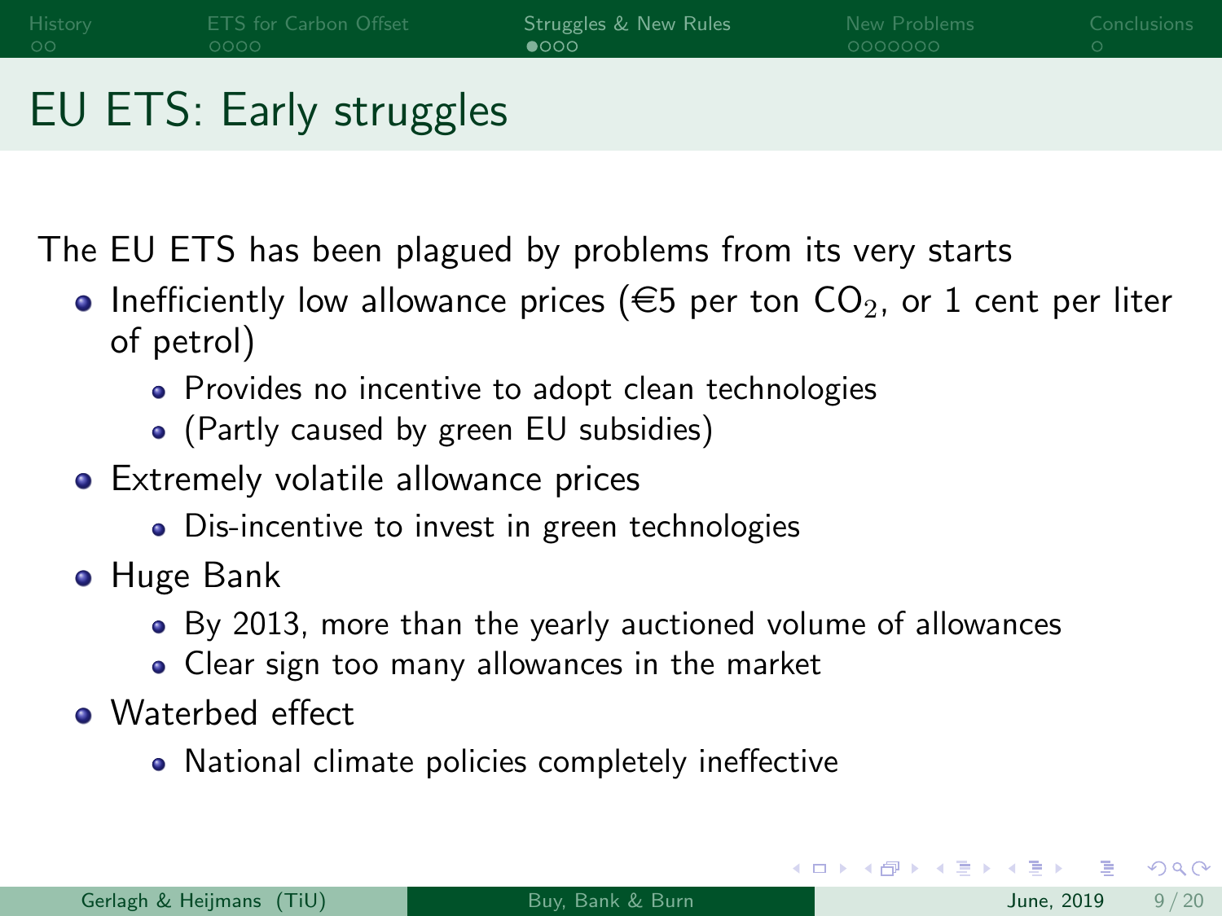# EU ETS: Early struggles

The EU ETS has been plagued by problems from its very starts

- Inefficiently low allowance prices (€5 per ton $CO_2$, or 1 cent per liter of petrol)
  - Provides no incentive to adopt clean technologies
  - (Partly caused by green EU subsidies)
- Extremely volatile allowance prices
  - Dis-incentive to invest in green technologies
- Huge Bank
  - By 2013, more than the yearly auctioned volume of allowances
  - Clear sign too many allowances in the market
- Waterbed effect
  - National climate policies completely ineffective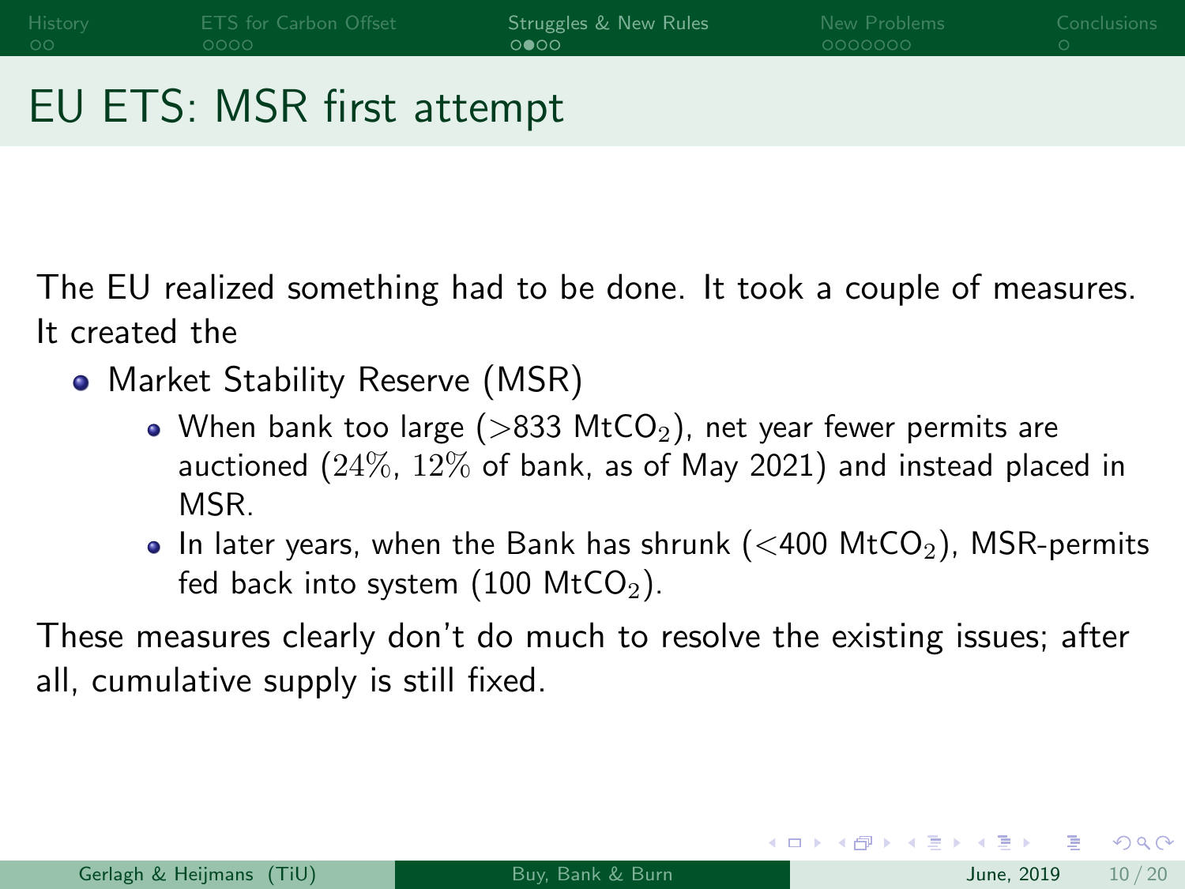# EU ETS: MSR first attempt

The EU realized something had to be done. It took a couple of measures. It created the

- Market Stability Reserve (MSR)
  - When bank too large (>833 $MtCO_2$), net year fewer permits are auctioned ($24\%$, $12\%$ of bank, as of May 2021) and instead placed in MSR.
  - In later years, when the Bank has shrunk (<400 $MtCO_2$), MSR-permits fed back into system (100 $MtCO_2$).

These measures clearly don't do much to resolve the existing issues; after all, cumulative supply is still fixed.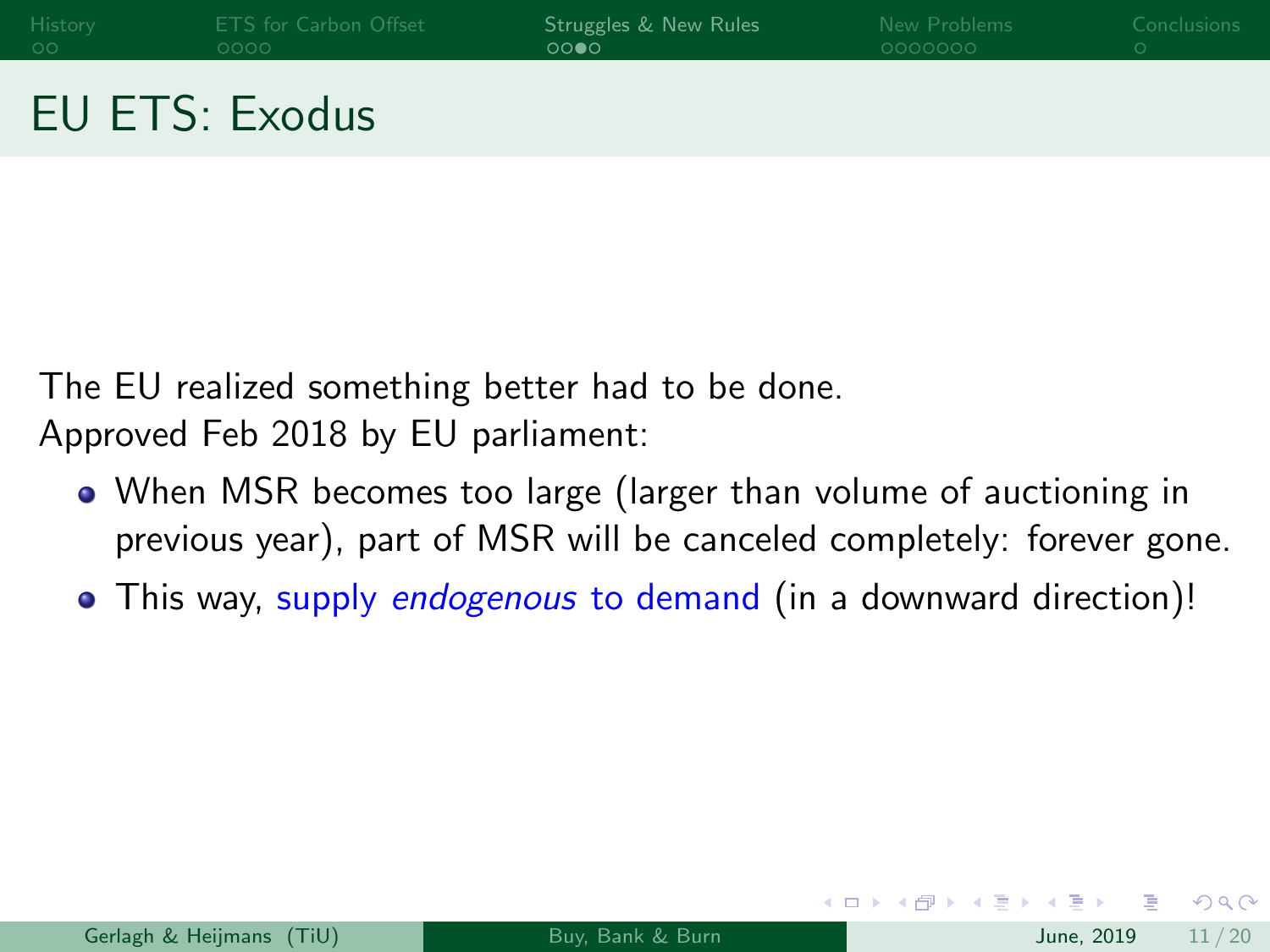# EU ETS: Exodus

The EU realized something better had to be done.
Approved Feb 2018 by EU parliament:

- When MSR becomes too large (larger than volume of auctioning in previous year), part of MSR will be canceled completely: forever gone.
- This way, supply *endogenous* to demand (in a downward direction)!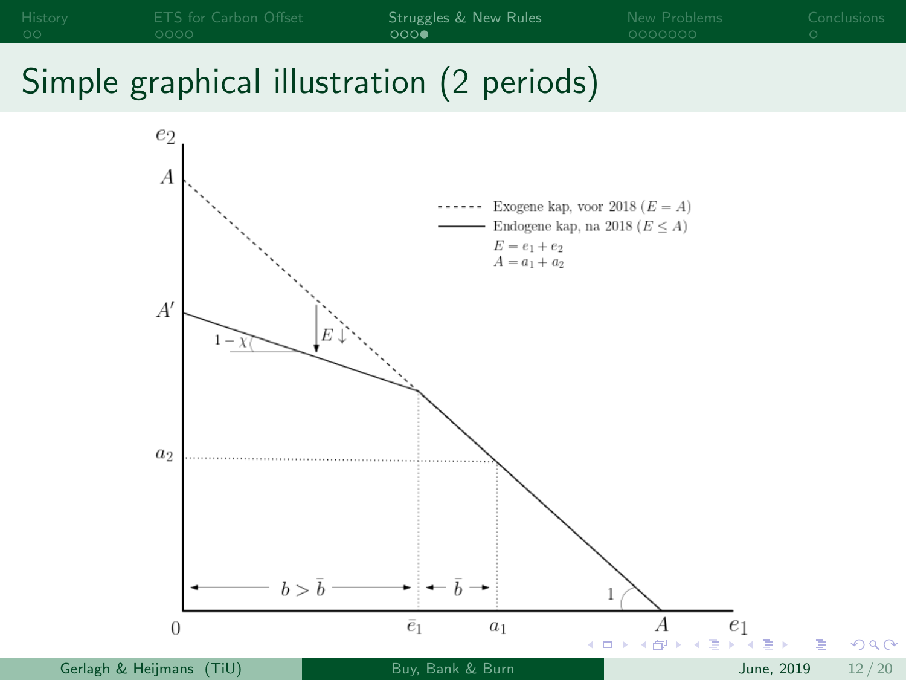# Simple graphical illustration (2 periods)

- - - - - - Exogene kap, voor 2018 ($E = A$)

——— Endogene kap, na 2018 ($E \leq A$)

$E = e_1 + e_2$

$A = a_1 + a_2$

$e_2$, $A$, $A'$, $a_2$, $1 - \chi$, $E \downarrow$, $1$, $b > \bar{b}$, $\bar{b}$, $0$, $\bar{e}_1$, $a_1$, $A$, $e_1$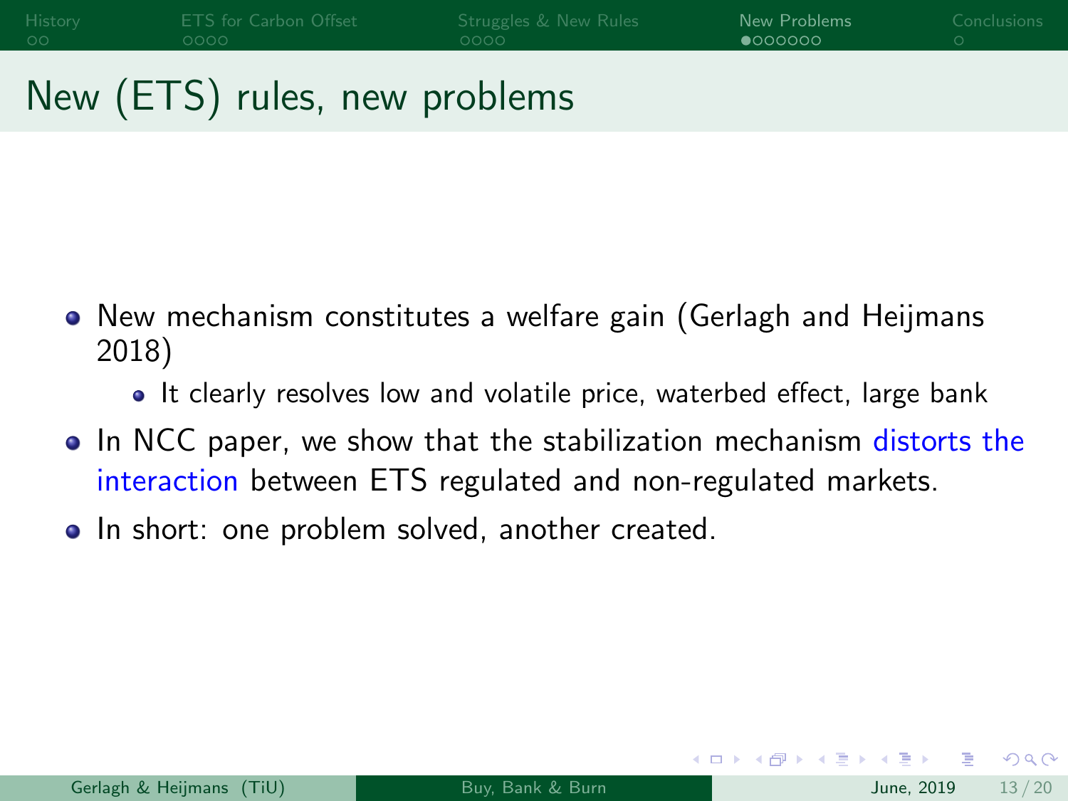# New (ETS) rules, new problems

- New mechanism constitutes a welfare gain (Gerlagh and Heijmans 2018)
  - It clearly resolves low and volatile price, waterbed effect, large bank
- In NCC paper, we show that the stabilization mechanism distorts the interaction between ETS regulated and non-regulated markets.
- In short: one problem solved, another created.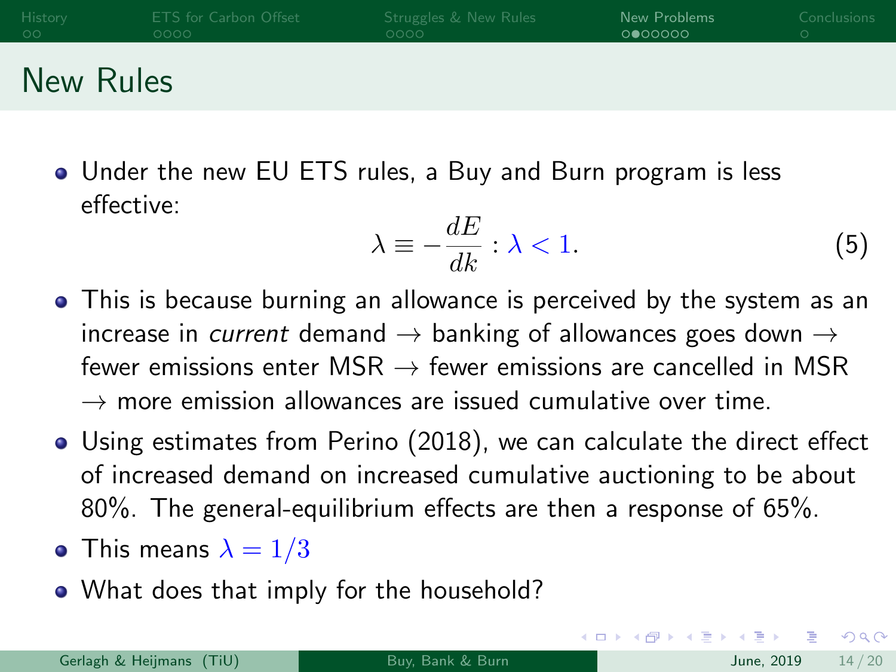## New Rules

- Under the new EU ETS rules, a Buy and Burn program is less effective:

$$\lambda \equiv -\frac{dE}{dk} : \lambda < 1. \tag{5}$$

- This is because burning an allowance is perceived by the system as an increase in *current* demand → banking of allowances goes down → fewer emissions enter MSR → fewer emissions are cancelled in MSR → more emission allowances are issued cumulative over time.
- Using estimates from Perino (2018), we can calculate the direct effect of increased demand on increased cumulative auctioning to be about 80%. The general-equilibrium effects are then a response of 65%.
- This means $\lambda = 1/3$
- What does that imply for the household?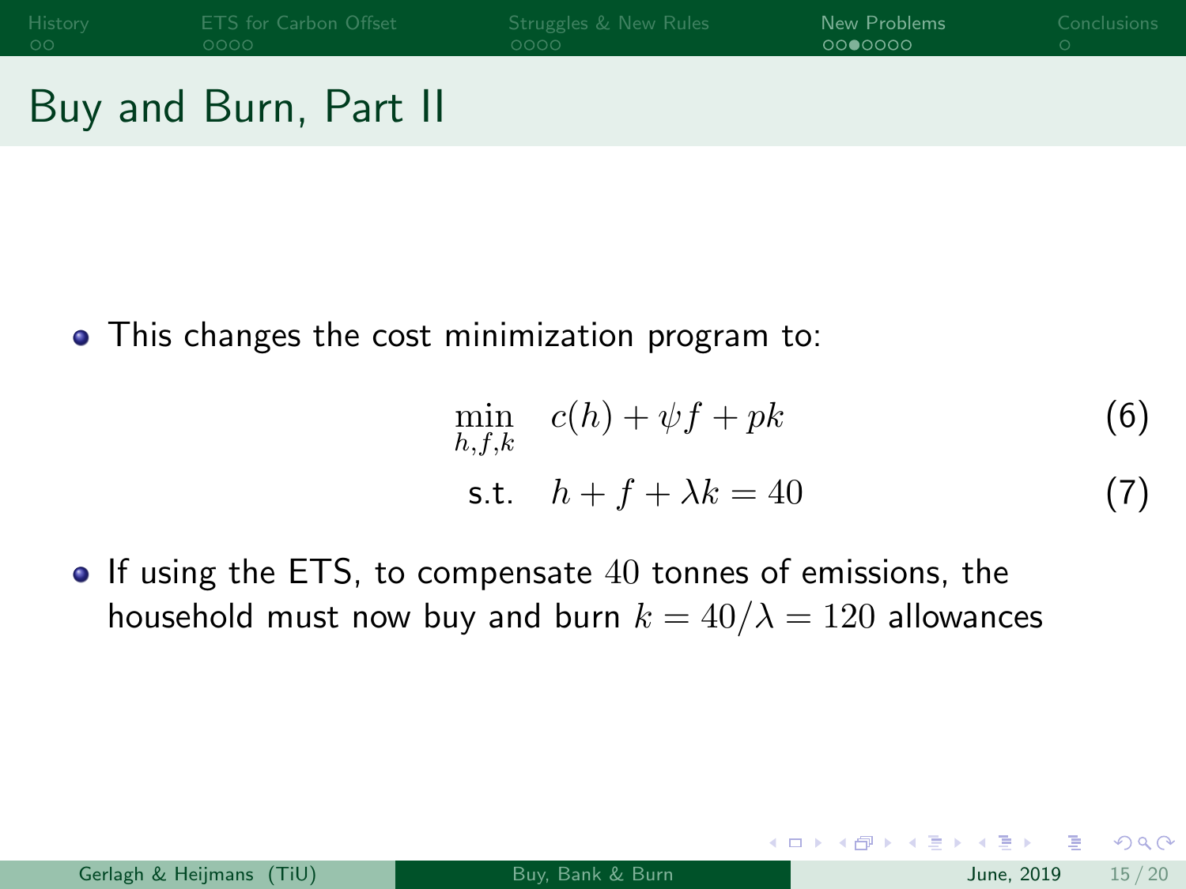# Buy and Burn, Part II

- This changes the cost minimization program to:

$$\min_{h,f,k} \quad c(h) + \psi f + pk \tag{6}$$

$$\text{s.t.} \quad h + f + \lambda k = 40 \tag{7}$$

- If using the ETS, to compensate $40$ tonnes of emissions, the household must now buy and burn $k = 40/\lambda = 120$ allowances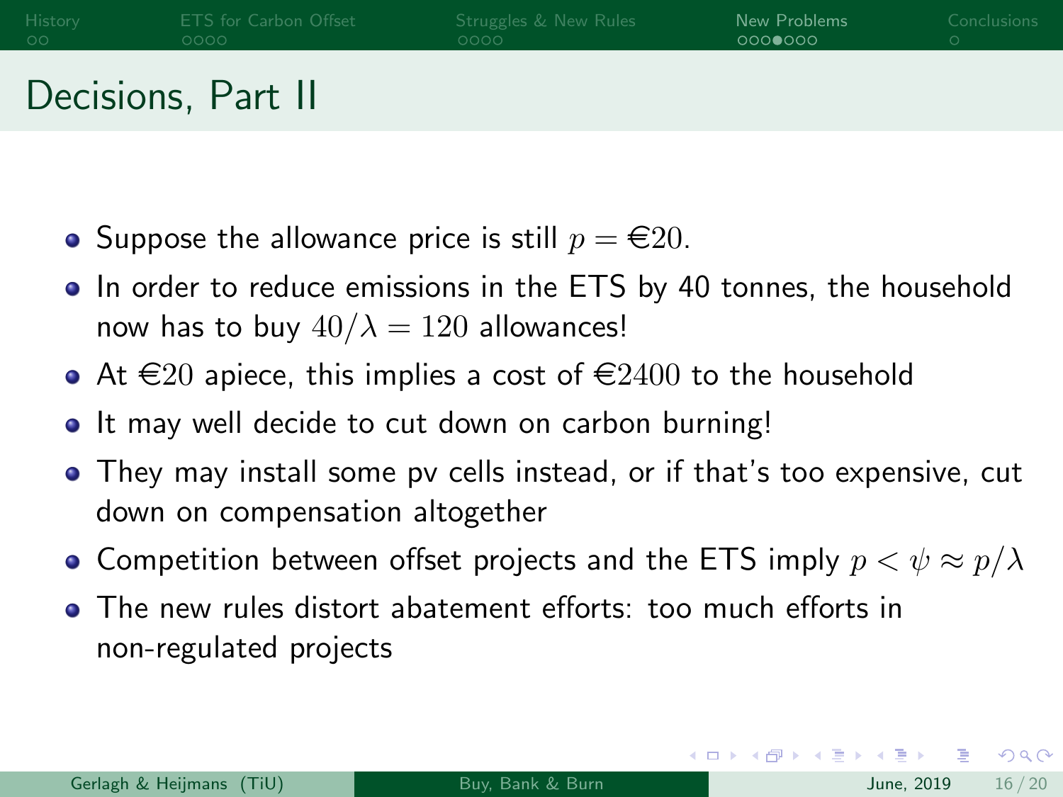# Decisions, Part II

- Suppose the allowance price is still $p = €20$.
- In order to reduce emissions in the ETS by 40 tonnes, the household now has to buy $40/\lambda = 120$ allowances!
- At $€20$ apiece, this implies a cost of $€2400$ to the household
- It may well decide to cut down on carbon burning!
- They may install some pv cells instead, or if that's too expensive, cut down on compensation altogether
- Competition between offset projects and the ETS imply $p < \psi \approx p/\lambda$
- The new rules distort abatement efforts: too much efforts in non-regulated projects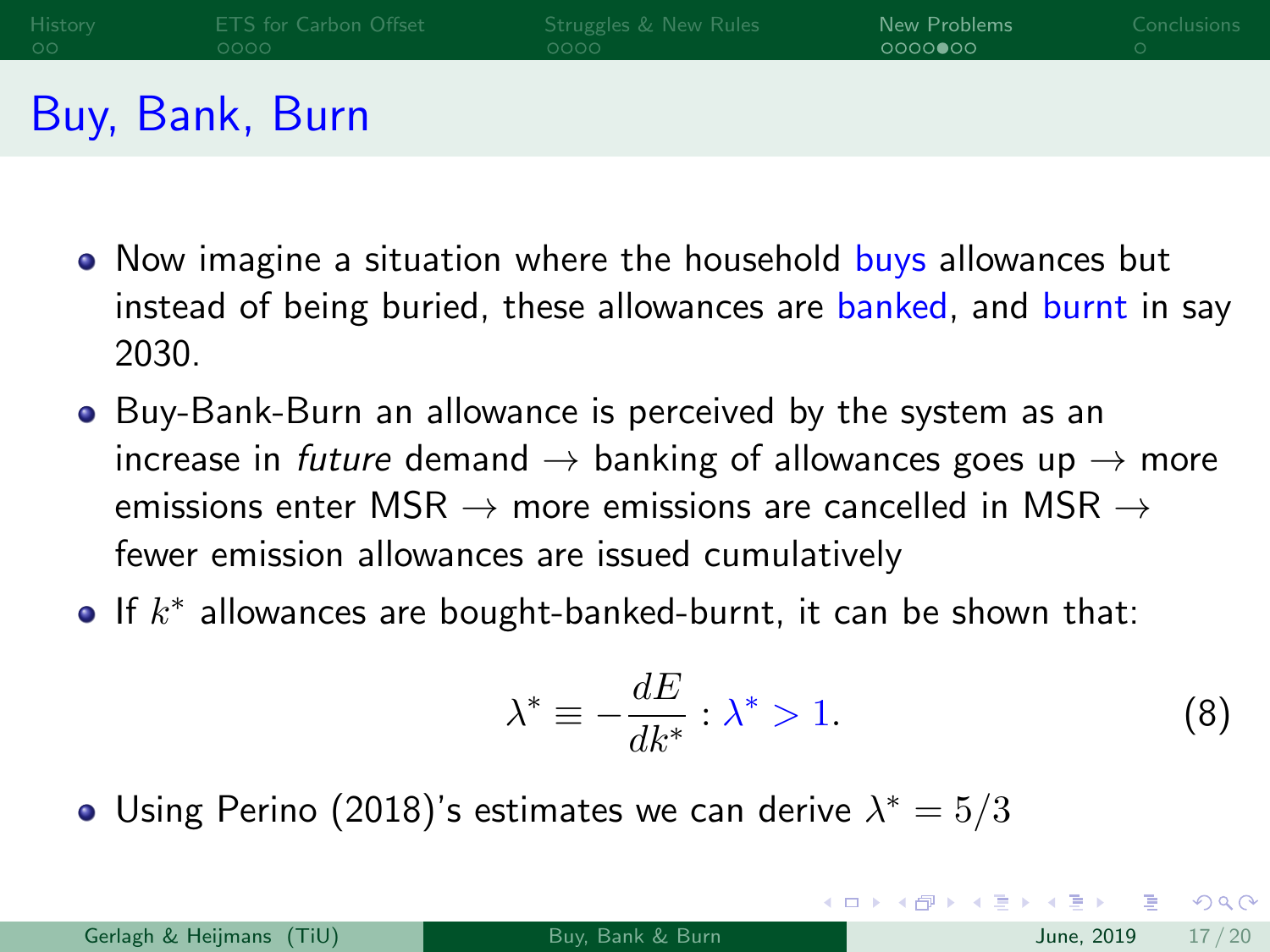# Buy, Bank, Burn

- Now imagine a situation where the household buys allowances but instead of being buried, these allowances are banked, and burnt in say 2030.
- Buy-Bank-Burn an allowance is perceived by the system as an increase in *future* demand $\rightarrow$ banking of allowances goes up $\rightarrow$ more emissions enter MSR $\rightarrow$ more emissions are cancelled in MSR $\rightarrow$ fewer emission allowances are issued cumulatively
- If $k^*$ allowances are bought-banked-burnt, it can be shown that:

$$\lambda^* \equiv -\frac{dE}{dk^*} : \lambda^* > 1. \tag{8}$$

- Using Perino (2018)'s estimates we can derive $\lambda^* = 5/3$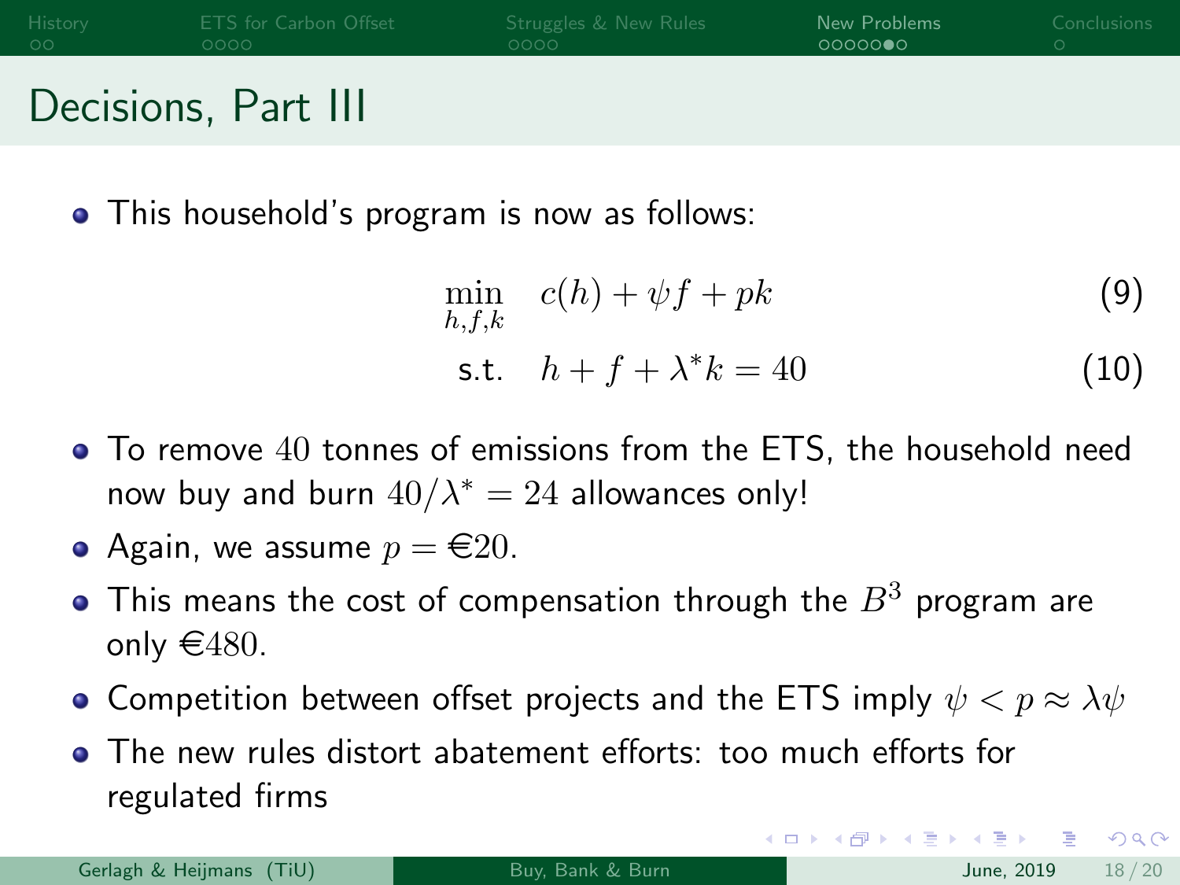# Decisions, Part III

- This household's program is now as follows:

$$\min_{h,f,k} \quad c(h) + \psi f + pk \tag{9}$$

$$\text{s.t.} \quad h + f + \lambda^* k = 40 \tag{10}$$

- To remove $40$ tonnes of emissions from the ETS, the household need now buy and burn $40/\lambda^* = 24$ allowances only!
- Again, we assume $p =$ €$20$.
- This means the cost of compensation through the $B^3$ program are only €$480$.
- Competition between offset projects and the ETS imply $\psi < p \approx \lambda\psi$
- The new rules distort abatement efforts: too much efforts for regulated firms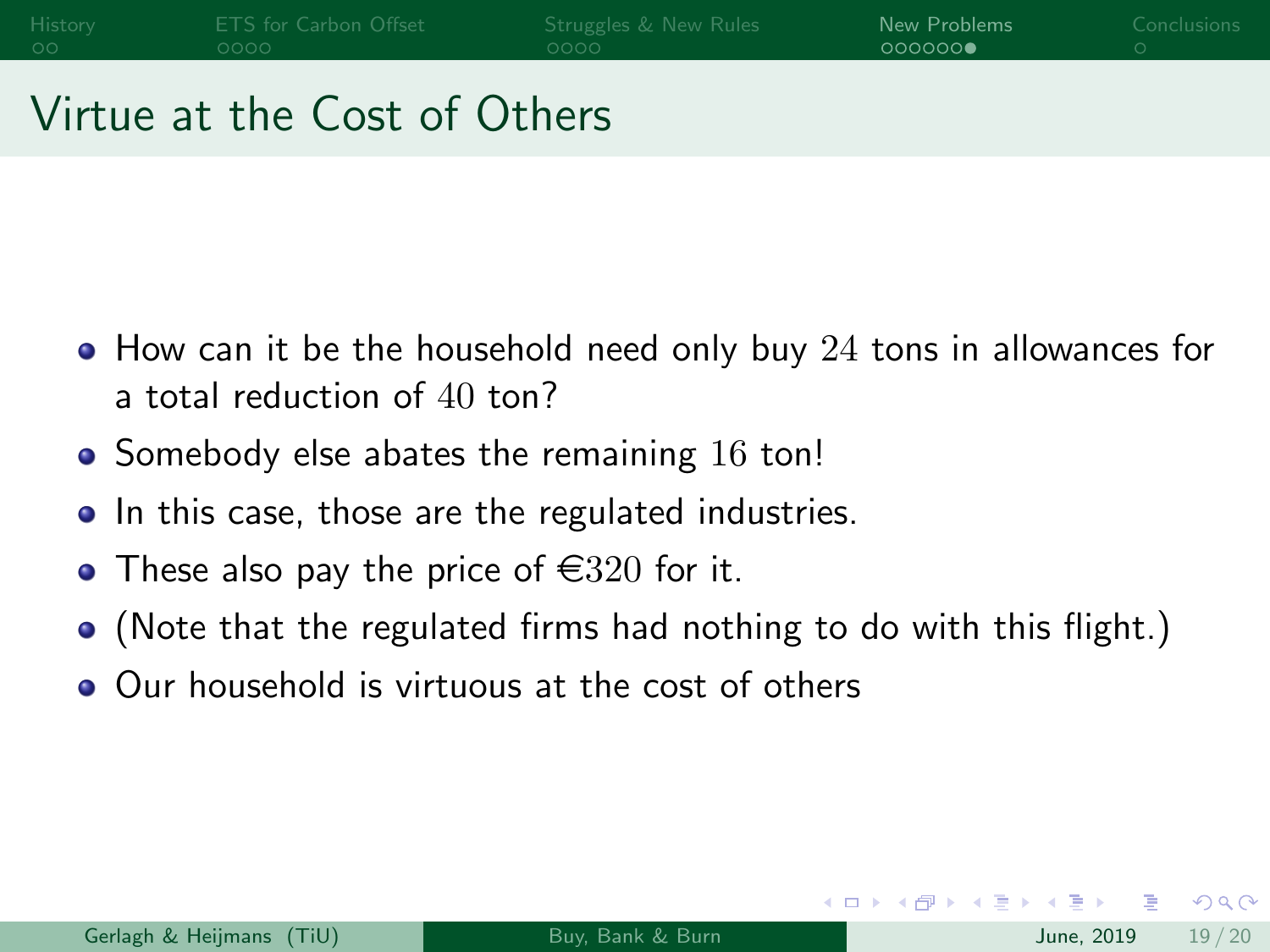# Virtue at the Cost of Others

- How can it be the household need only buy $24$ tons in allowances for a total reduction of $40$ ton?
- Somebody else abates the remaining $16$ ton!
- In this case, those are the regulated industries.
- These also pay the price of €$320$ for it.
- (Note that the regulated firms had nothing to do with this flight.)
- Our household is virtuous at the cost of others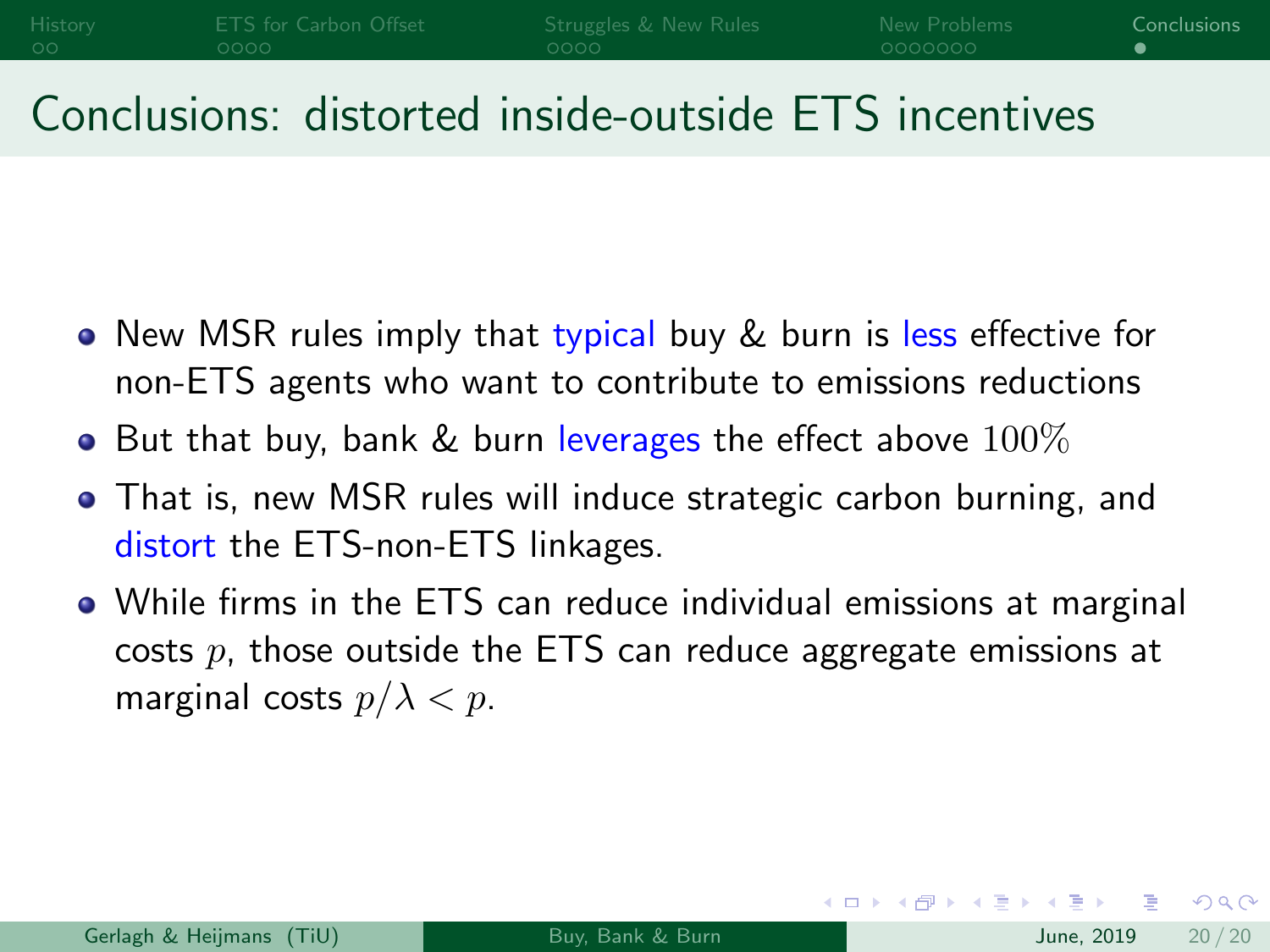# Conclusions: distorted inside-outside ETS incentives

- New MSR rules imply that typical buy & burn is less effective for non-ETS agents who want to contribute to emissions reductions
- But that buy, bank & burn leverages the effect above $100\%$
- That is, new MSR rules will induce strategic carbon burning, and distort the ETS-non-ETS linkages.
- While firms in the ETS can reduce individual emissions at marginal costs $p$, those outside the ETS can reduce aggregate emissions at marginal costs $p/\lambda < p$.